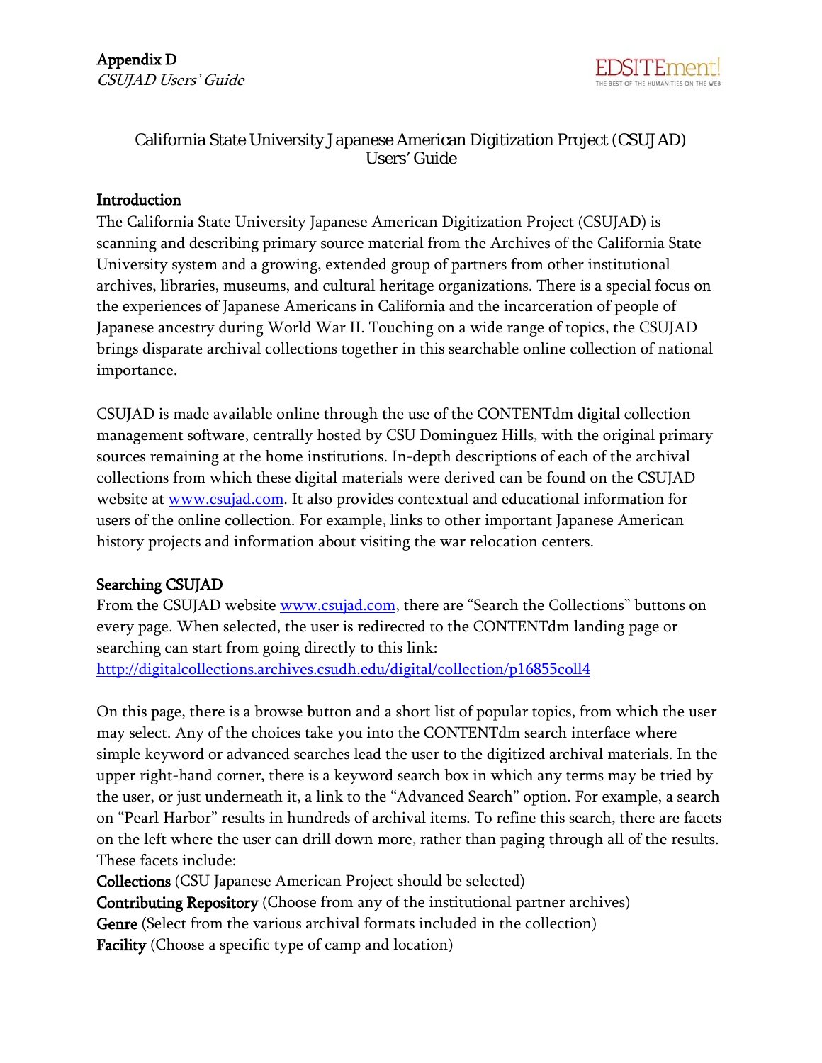Appendix D
*CSUJAD Users' Guide*

# California State University Japanese American Digitization Project (CSUJAD) Users' Guide

## Introduction

The California State University Japanese American Digitization Project (CSUJAD) is scanning and describing primary source material from the Archives of the California State University system and a growing, extended group of partners from other institutional archives, libraries, museums, and cultural heritage organizations. There is a special focus on the experiences of Japanese Americans in California and the incarceration of people of Japanese ancestry during World War II. Touching on a wide range of topics, the CSUJAD brings disparate archival collections together in this searchable online collection of national importance.

CSUJAD is made available online through the use of the CONTENTdm digital collection management software, centrally hosted by CSU Dominguez Hills, with the original primary sources remaining at the home institutions. In-depth descriptions of each of the archival collections from which these digital materials were derived can be found on the CSUJAD website at [www.csujad.com](http://www.csujad.com). It also provides contextual and educational information for users of the online collection. For example, links to other important Japanese American history projects and information about visiting the war relocation centers.

## Searching CSUJAD

From the CSUJAD website [www.csujad.com](http://www.csujad.com), there are "Search the Collections" buttons on every page. When selected, the user is redirected to the CONTENTdm landing page or searching can start from going directly to this link: [http://digitalcollections.archives.csudh.edu/digital/collection/p16855coll4](http://digitalcollections.archives.csudh.edu/digital/collection/p16855coll4)

On this page, there is a browse button and a short list of popular topics, from which the user may select. Any of the choices take you into the CONTENTdm search interface where simple keyword or advanced searches lead the user to the digitized archival materials. In the upper right-hand corner, there is a keyword search box in which any terms may be tried by the user, or just underneath it, a link to the "Advanced Search" option. For example, a search on "Pearl Harbor" results in hundreds of archival items. To refine this search, there are facets on the left where the user can drill down more, rather than paging through all of the results. These facets include:

**Collections** (CSU Japanese American Project should be selected)
**Contributing Repository** (Choose from any of the institutional partner archives)
**Genre** (Select from the various archival formats included in the collection)
**Facility** (Choose a specific type of camp and location)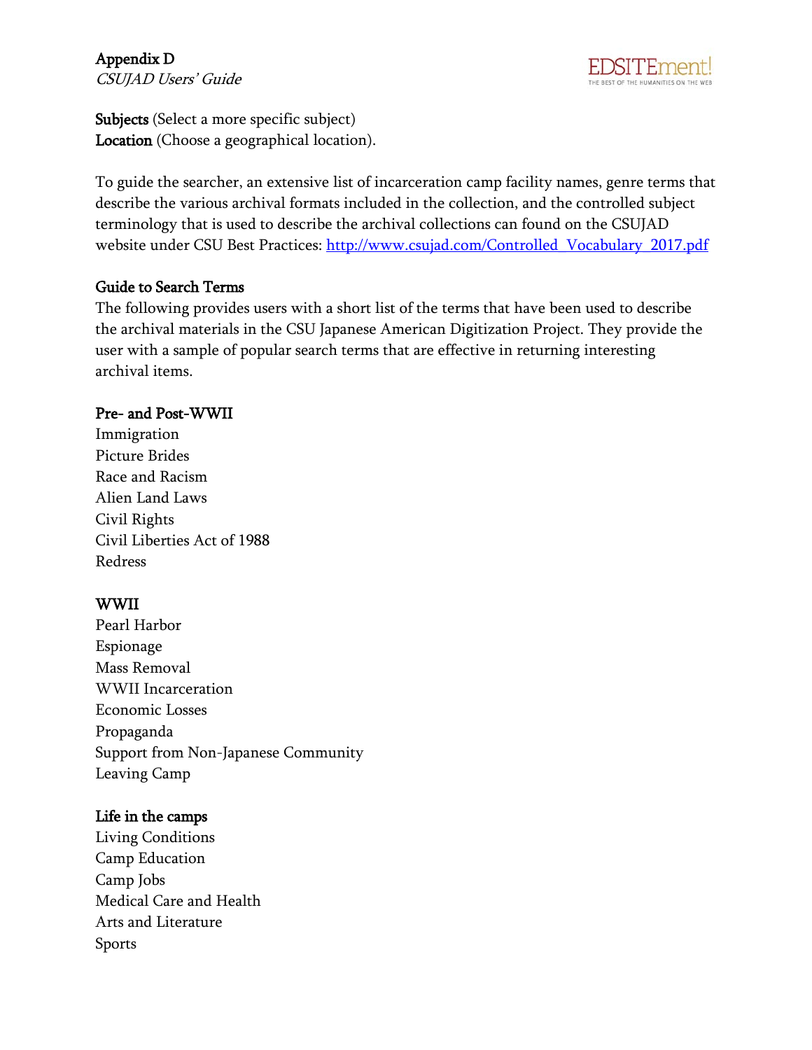**Subjects** (Select a more specific subject)
**Location** (Choose a geographical location).

To guide the searcher, an extensive list of incarceration camp facility names, genre terms that describe the various archival formats included in the collection, and the controlled subject terminology that is used to describe the archival collections can found on the CSUJAD website under CSU Best Practices: http://www.csujad.com/Controlled_Vocabulary_2017.pdf

## Guide to Search Terms

The following provides users with a short list of the terms that have been used to describe the archival materials in the CSU Japanese American Digitization Project. They provide the user with a sample of popular search terms that are effective in returning interesting archival items.

### Pre- and Post-WWII

Immigration
Picture Brides
Race and Racism
Alien Land Laws
Civil Rights
Civil Liberties Act of 1988
Redress

### WWII

Pearl Harbor
Espionage
Mass Removal
WWII Incarceration
Economic Losses
Propaganda
Support from Non-Japanese Community
Leaving Camp

### Life in the camps

Living Conditions
Camp Education
Camp Jobs
Medical Care and Health
Arts and Literature
Sports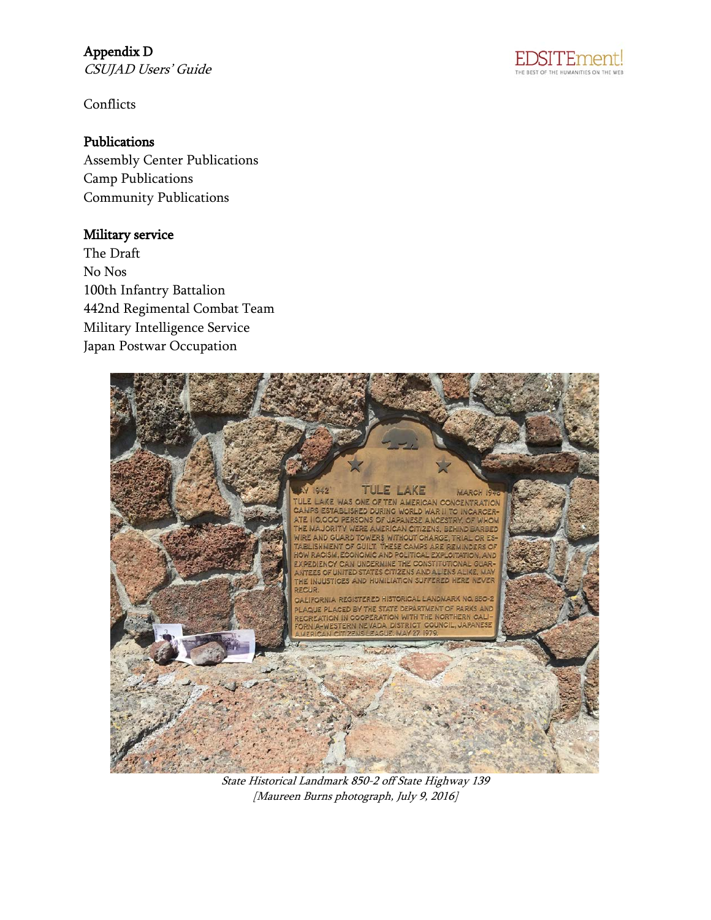Conflicts

**Publications**

Assembly Center Publications
Camp Publications
Community Publications

**Military service**

The Draft
No Nos
100th Infantry Battalion
442nd Regimental Combat Team
Military Intelligence Service
Japan Postwar Occupation

*State Historical Landmark 850-2 off State Highway 139*
*[Maureen Burns photograph, July 9, 2016]*